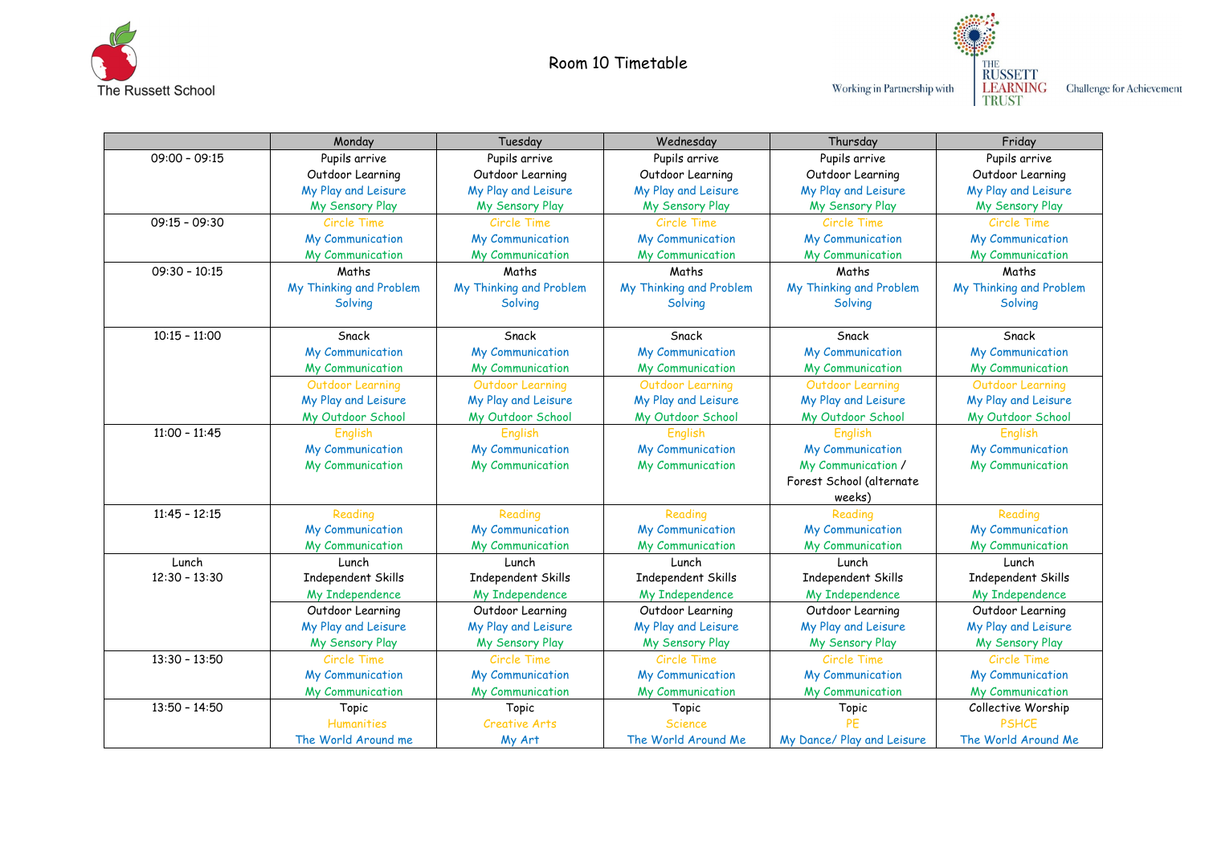The Russett School

# Room 10 Timetable

Working in Partnership with THE RUSSETT LEARNING TRUST Challenge for Achievement

| | Monday | Tuesday | Wednesday | Thursday | Friday |
|---|---|---|---|---|---|
| 09:00 - 09:15 | Pupils arrive<br>Outdoor Learning<br>My Play and Leisure<br>My Sensory Play | Pupils arrive<br>Outdoor Learning<br>My Play and Leisure<br>My Sensory Play | Pupils arrive<br>Outdoor Learning<br>My Play and Leisure<br>My Sensory Play | Pupils arrive<br>Outdoor Learning<br>My Play and Leisure<br>My Sensory Play | Pupils arrive<br>Outdoor Learning<br>My Play and Leisure<br>My Sensory Play |
| 09:15 - 09:30 | Circle Time<br>My Communication<br>My Communication | Circle Time<br>My Communication<br>My Communication | Circle Time<br>My Communication<br>My Communication | Circle Time<br>My Communication<br>My Communication | Circle Time<br>My Communication<br>My Communication |
| 09:30 - 10:15 | Maths<br>My Thinking and Problem Solving | Maths<br>My Thinking and Problem Solving | Maths<br>My Thinking and Problem Solving | Maths<br>My Thinking and Problem Solving | Maths<br>My Thinking and Problem Solving |
| 10:15 - 11:00 | Snack<br>My Communication<br>My Communication | Snack<br>My Communication<br>My Communication | Snack<br>My Communication<br>My Communication | Snack<br>My Communication<br>My Communication | Snack<br>My Communication<br>My Communication |
| | Outdoor Learning<br>My Play and Leisure<br>My Outdoor School | Outdoor Learning<br>My Play and Leisure<br>My Outdoor School | Outdoor Learning<br>My Play and Leisure<br>My Outdoor School | Outdoor Learning<br>My Play and Leisure<br>My Outdoor School | Outdoor Learning<br>My Play and Leisure<br>My Outdoor School |
| 11:00 - 11:45 | English<br>My Communication<br>My Communication | English<br>My Communication<br>My Communication | English<br>My Communication<br>My Communication | English<br>My Communication<br>My Communication /<br>Forest School (alternate weeks) | English<br>My Communication<br>My Communication |
| 11:45 - 12:15 | Reading<br>My Communication<br>My Communication | Reading<br>My Communication<br>My Communication | Reading<br>My Communication<br>My Communication | Reading<br>My Communication<br>My Communication | Reading<br>My Communication<br>My Communication |
| Lunch<br>12:30 - 13:30 | Lunch<br>Independent Skills<br>My Independence | Lunch<br>Independent Skills<br>My Independence | Lunch<br>Independent Skills<br>My Independence | Lunch<br>Independent Skills<br>My Independence | Lunch<br>Independent Skills<br>My Independence |
| | Outdoor Learning<br>My Play and Leisure<br>My Sensory Play | Outdoor Learning<br>My Play and Leisure<br>My Sensory Play | Outdoor Learning<br>My Play and Leisure<br>My Sensory Play | Outdoor Learning<br>My Play and Leisure<br>My Sensory Play | Outdoor Learning<br>My Play and Leisure<br>My Sensory Play |
| 13:30 - 13:50 | Circle Time<br>My Communication<br>My Communication | Circle Time<br>My Communication<br>My Communication | Circle Time<br>My Communication<br>My Communication | Circle Time<br>My Communication<br>My Communication | Circle Time<br>My Communication<br>My Communication |
| 13:50 - 14:50 | Topic<br>Humanities<br>The World Around me | Topic<br>Creative Arts<br>My Art | Topic<br>Science<br>The World Around Me | Topic<br>PE<br>My Dance/ Play and Leisure | Collective Worship<br>PSHCE<br>The World Around Me |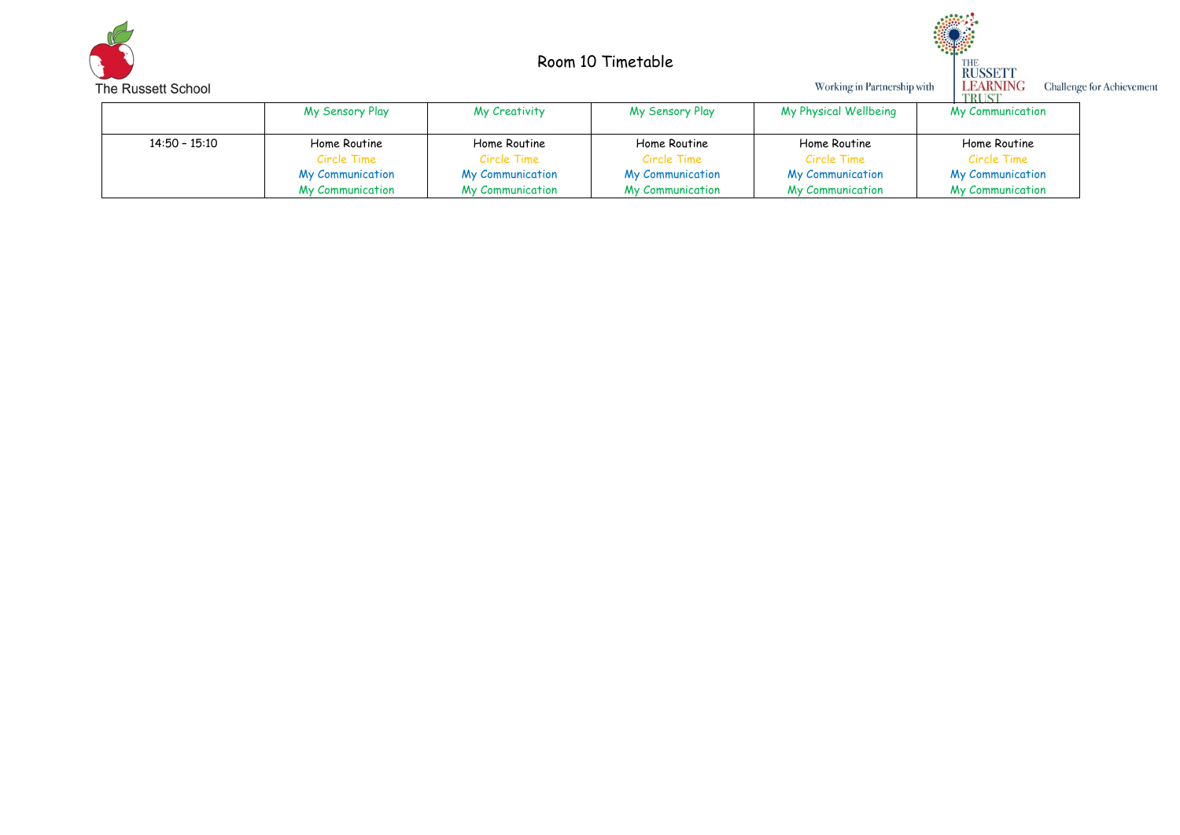The Russett School

# Room 10 Timetable

Working in Partnership with THE RUSSETT LEARNING TRUST Challenge for Achievement

| | | | | | |
|---|---|---|---|---|---|
| | My Sensory Play | My Creativity | My Sensory Play | My Physical Wellbeing | My Communication |
| 14:50 – 15:10 | Home Routine<br>Circle Time<br>My Communication<br>My Communication | Home Routine<br>Circle Time<br>My Communication<br>My Communication | Home Routine<br>Circle Time<br>My Communication<br>My Communication | Home Routine<br>Circle Time<br>My Communication<br>My Communication | Home Routine<br>Circle Time<br>My Communication<br>My Communication |